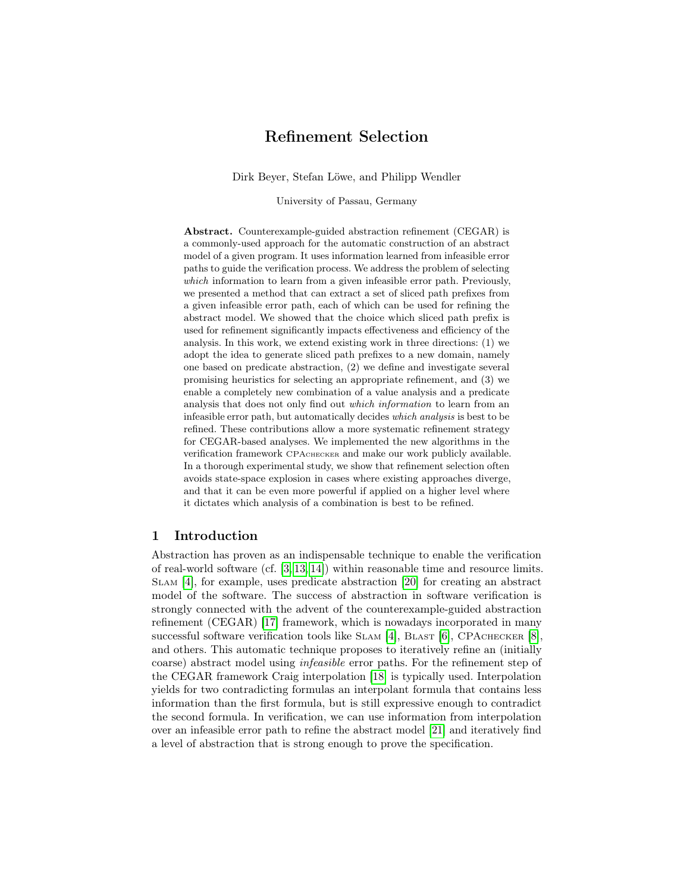# Refinement Selection

Dirk Beyer, Stefan Löwe, and Philipp Wendler

University of Passau, Germany

**Abstract.** Counterexample-guided abstraction refinement (CEGAR) is a commonly-used approach for the automatic construction of an abstract model of a given program. It uses information learned from infeasible error paths to guide the verification process. We address the problem of selecting *which* information to learn from a given infeasible error path. Previously, we presented a method that can extract a set of sliced path prefixes from a given infeasible error path, each of which can be used for refining the abstract model. We showed that the choice which sliced path prefix is used for refinement significantly impacts effectiveness and efficiency of the analysis. In this work, we extend existing work in three directions: (1) we adopt the idea to generate sliced path prefixes to a new domain, namely one based on predicate abstraction, (2) we define and investigate several promising heuristics for selecting an appropriate refinement, and (3) we enable a completely new combination of a value analysis and a predicate analysis that does not only find out *which information* to learn from an infeasible error path, but automatically decides *which analysis* is best to be refined. These contributions allow a more systematic refinement strategy for CEGAR-based analyses. We implemented the new algorithms in the verification framework CPAchecker and make our work publicly available. In a thorough experimental study, we show that refinement selection often avoids state-space explosion in cases where existing approaches diverge, and that it can be even more powerful if applied on a higher level where it dictates which analysis of a combination is best to be refined.

## 1 Introduction

Abstraction has proven as an indispensable technique to enable the verification of real-world software (cf. [3,13,14]) within reasonable time and resource limits. Slam [4], for example, uses predicate abstraction [20] for creating an abstract model of the software. The success of abstraction in software verification is strongly connected with the advent of the counterexample-guided abstraction refinement (CEGAR) [17] framework, which is nowadays incorporated in many successful software verification tools like Slam [4], Blast [6], CPAchecker [8], and others. This automatic technique proposes to iteratively refine an (initially coarse) abstract model using *infeasible* error paths. For the refinement step of the CEGAR framework Craig interpolation [18] is typically used. Interpolation yields for two contradicting formulas an interpolant formula that contains less information than the first formula, but is still expressive enough to contradict the second formula. In verification, we can use information from interpolation over an infeasible error path to refine the abstract model [21] and iteratively find a level of abstraction that is strong enough to prove the specification.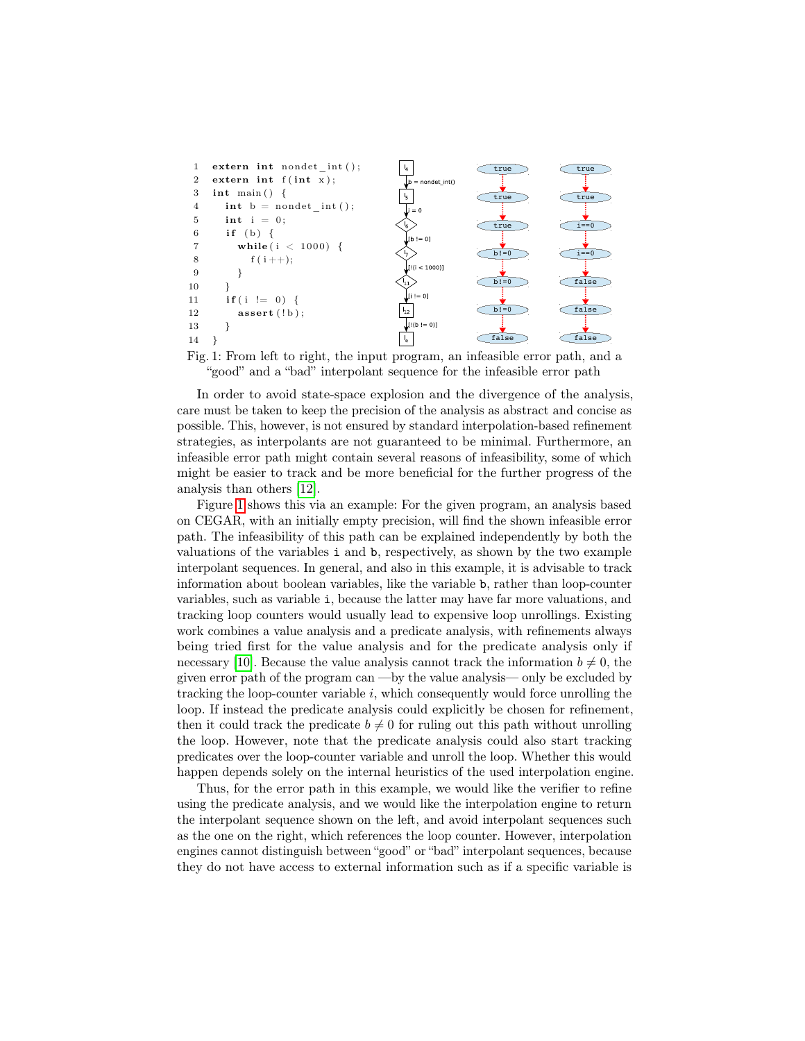```
1   extern int nondet_int();
2   extern int f(int x);
3   int main() {
4     int b = nondet_int();
5     int i = 0;
6     if (b) {
7       while(i < 1000) {
8         f(i++);
9       }
10    }
11    if(i != 0) {
12      assert(!b);
13    }
14  }
```

| Error path | Good interpolants | Bad interpolants |
|---|---|---|
| $l_4$ | true | true |
| b = nondet_int() | | |
| $l_5$ | true | true |
| i = 0 | | |
| $l_6$ | true | i==0 |
| [b != 0] | | |
| $l_7$ | b!=0 | i==0 |
| [!(i < 1000)] | | |
| $l_{11}$ | b!=0 | false |
| [i != 0] | | |
| $l_{12}$ | b!=0 | false |
| [!(b != 0)] | | |
| $l_e$ | false | false |

Fig. 1: From left to right, the input program, an infeasible error path, and a "good" and a "bad" interpolant sequence for the infeasible error path

In order to avoid state-space explosion and the divergence of the analysis, care must be taken to keep the precision of the analysis as abstract and concise as possible. This, however, is not ensured by standard interpolation-based refinement strategies, as interpolants are not guaranteed to be minimal. Furthermore, an infeasible error path might contain several reasons of infeasibility, some of which might be easier to track and be more beneficial for the further progress of the analysis than others [12].

Figure 1 shows this via an example: For the given program, an analysis based on CEGAR, with an initially empty precision, will find the shown infeasible error path. The infeasibility of this path can be explained independently by both the valuations of the variables `i` and `b`, respectively, as shown by the two example interpolant sequences. In general, and also in this example, it is advisable to track information about boolean variables, like the variable `b`, rather than loop-counter variables, such as variable `i`, because the latter may have far more valuations, and tracking loop counters would usually lead to expensive loop unrollings. Existing work combines a value analysis and a predicate analysis, with refinements always being tried first for the value analysis and for the predicate analysis only if necessary [10]. Because the value analysis cannot track the information $b \neq 0$, the given error path of the program can —by the value analysis— only be excluded by tracking the loop-counter variable $i$, which consequently would force unrolling the loop. If instead the predicate analysis could explicitly be chosen for refinement, then it could track the predicate $b \neq 0$ for ruling out this path without unrolling the loop. However, note that the predicate analysis could also start tracking predicates over the loop-counter variable and unroll the loop. Whether this would happen depends solely on the internal heuristics of the used interpolation engine.

Thus, for the error path in this example, we would like the verifier to refine using the predicate analysis, and we would like the interpolation engine to return the interpolant sequence shown on the left, and avoid interpolant sequences such as the one on the right, which references the loop counter. However, interpolation engines cannot distinguish between "good" or "bad" interpolant sequences, because they do not have access to external information such as if a specific variable is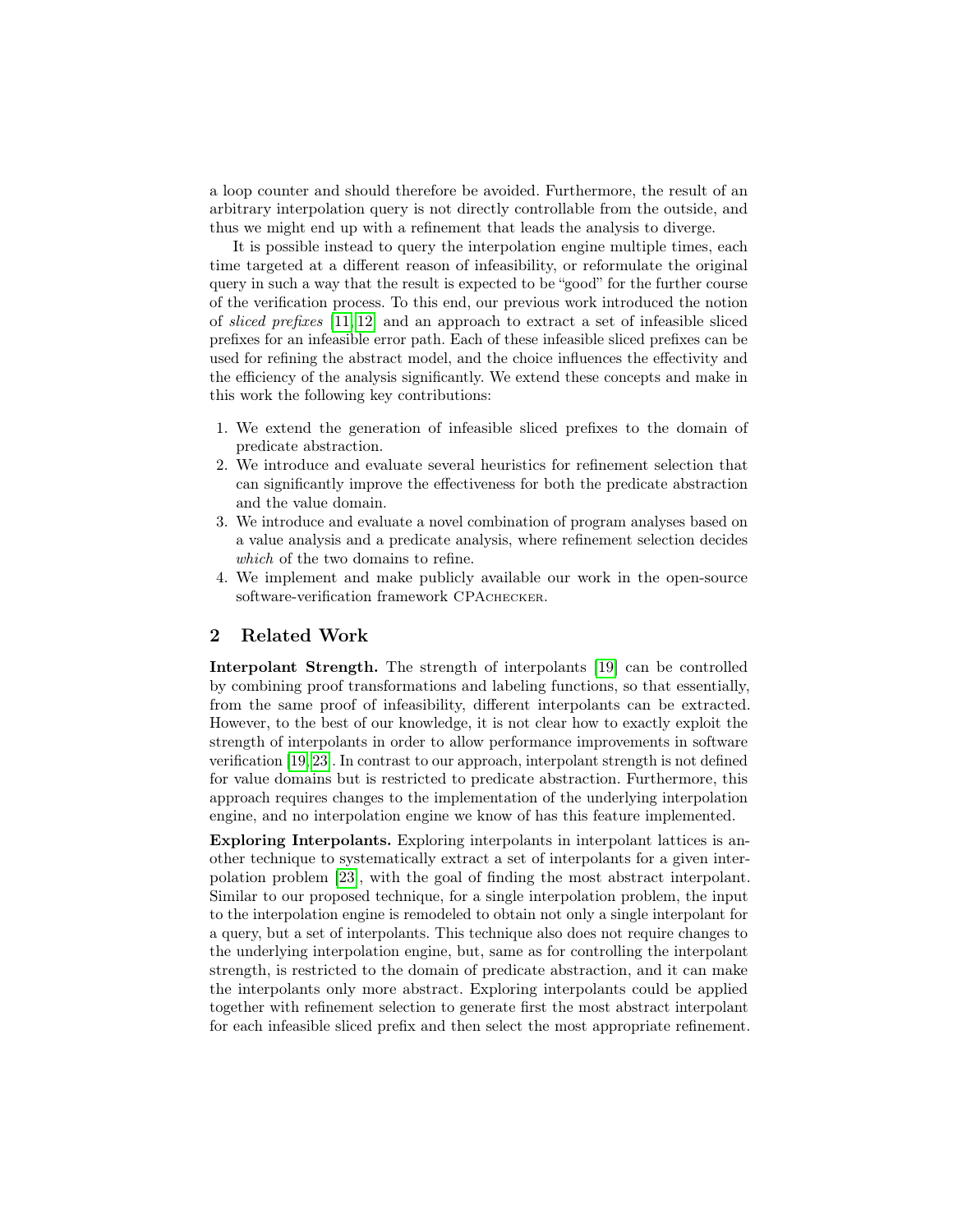a loop counter and should therefore be avoided. Furthermore, the result of an arbitrary interpolation query is not directly controllable from the outside, and thus we might end up with a refinement that leads the analysis to diverge.

It is possible instead to query the interpolation engine multiple times, each time targeted at a different reason of infeasibility, or reformulate the original query in such a way that the result is expected to be "good" for the further course of the verification process. To this end, our previous work introduced the notion of *sliced prefixes* [11,12] and an approach to extract a set of infeasible sliced prefixes for an infeasible error path. Each of these infeasible sliced prefixes can be used for refining the abstract model, and the choice influences the effectivity and the efficiency of the analysis significantly. We extend these concepts and make in this work the following key contributions:

1. We extend the generation of infeasible sliced prefixes to the domain of predicate abstraction.
2. We introduce and evaluate several heuristics for refinement selection that can significantly improve the effectiveness for both the predicate abstraction and the value domain.
3. We introduce and evaluate a novel combination of program analyses based on a value analysis and a predicate analysis, where refinement selection decides *which* of the two domains to refine.
4. We implement and make publicly available our work in the open-source software-verification framework CPAchecker.

## 2 Related Work

**Interpolant Strength.** The strength of interpolants [19] can be controlled by combining proof transformations and labeling functions, so that essentially, from the same proof of infeasibility, different interpolants can be extracted. However, to the best of our knowledge, it is not clear how to exactly exploit the strength of interpolants in order to allow performance improvements in software verification [19,23]. In contrast to our approach, interpolant strength is not defined for value domains but is restricted to predicate abstraction. Furthermore, this approach requires changes to the implementation of the underlying interpolation engine, and no interpolation engine we know of has this feature implemented.

**Exploring Interpolants.** Exploring interpolants in interpolant lattices is another technique to systematically extract a set of interpolants for a given interpolation problem [23], with the goal of finding the most abstract interpolant. Similar to our proposed technique, for a single interpolation problem, the input to the interpolation engine is remodeled to obtain not only a single interpolant for a query, but a set of interpolants. This technique also does not require changes to the underlying interpolation engine, but, same as for controlling the interpolant strength, is restricted to the domain of predicate abstraction, and it can make the interpolants only more abstract. Exploring interpolants could be applied together with refinement selection to generate first the most abstract interpolant for each infeasible sliced prefix and then select the most appropriate refinement.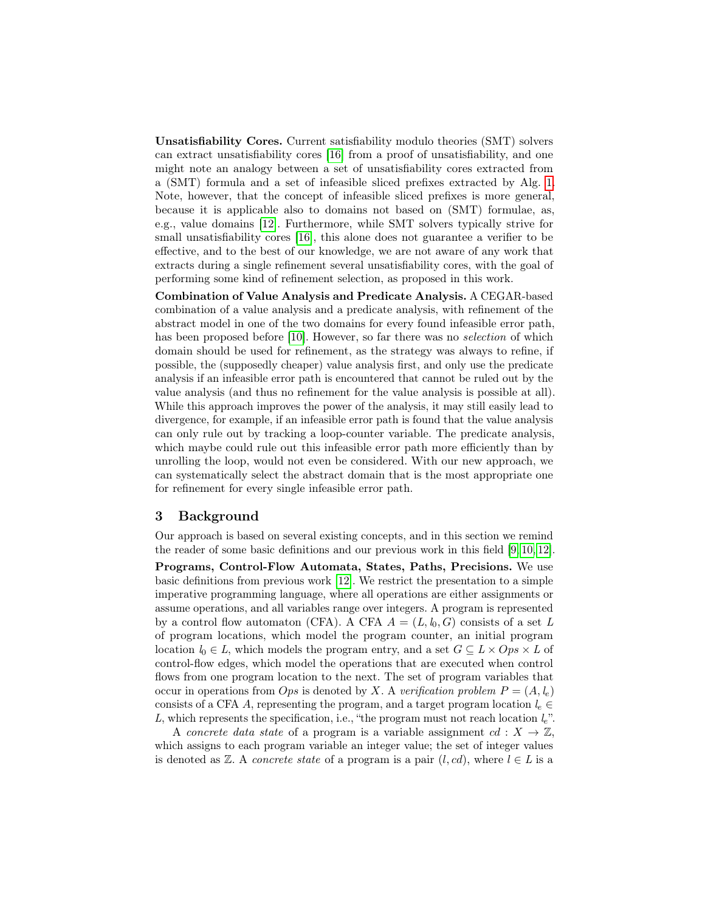**Unsatisfiability Cores.** Current satisfiability modulo theories (SMT) solvers can extract unsatisfiability cores [16] from a proof of unsatisfiability, and one might note an analogy between a set of unsatisfiability cores extracted from a (SMT) formula and a set of infeasible sliced prefixes extracted by Alg. 1. Note, however, that the concept of infeasible sliced prefixes is more general, because it is applicable also to domains not based on (SMT) formulae, as, e.g., value domains [12]. Furthermore, while SMT solvers typically strive for small unsatisfiability cores [16], this alone does not guarantee a verifier to be effective, and to the best of our knowledge, we are not aware of any work that extracts during a single refinement several unsatisfiability cores, with the goal of performing some kind of refinement selection, as proposed in this work.

**Combination of Value Analysis and Predicate Analysis.** A CEGAR-based combination of a value analysis and a predicate analysis, with refinement of the abstract model in one of the two domains for every found infeasible error path, has been proposed before [10]. However, so far there was no *selection* of which domain should be used for refinement, as the strategy was always to refine, if possible, the (supposedly cheaper) value analysis first, and only use the predicate analysis if an infeasible error path is encountered that cannot be ruled out by the value analysis (and thus no refinement for the value analysis is possible at all). While this approach improves the power of the analysis, it may still easily lead to divergence, for example, if an infeasible error path is found that the value analysis can only rule out by tracking a loop-counter variable. The predicate analysis, which maybe could rule out this infeasible error path more efficiently than by unrolling the loop, would not even be considered. With our new approach, we can systematically select the abstract domain that is the most appropriate one for refinement for every single infeasible error path.

## 3 Background

Our approach is based on several existing concepts, and in this section we remind the reader of some basic definitions and our previous work in this field [9,10,12].

**Programs, Control-Flow Automata, States, Paths, Precisions.** We use basic definitions from previous work [12]. We restrict the presentation to a simple imperative programming language, where all operations are either assignments or assume operations, and all variables range over integers. A program is represented by a control flow automaton (CFA). A CFA $A = (L, l_0, G)$ consists of a set $L$ of program locations, which model the program counter, an initial program location $l_0 \in L$, which models the program entry, and a set $G \subseteq L \times Ops \times L$ of control-flow edges, which model the operations that are executed when control flows from one program location to the next. The set of program variables that occur in operations from $Ops$ is denoted by $X$. A *verification problem* $P = (A, l_e)$ consists of a CFA $A$, representing the program, and a target program location $l_e \in L$, which represents the specification, i.e., "the program must not reach location $l_e$".

A *concrete data state* of a program is a variable assignment $cd : X \to \mathbb{Z}$, which assigns to each program variable an integer value; the set of integer values is denoted as $\mathbb{Z}$. A *concrete state* of a program is a pair $(l, cd)$, where $l \in L$ is a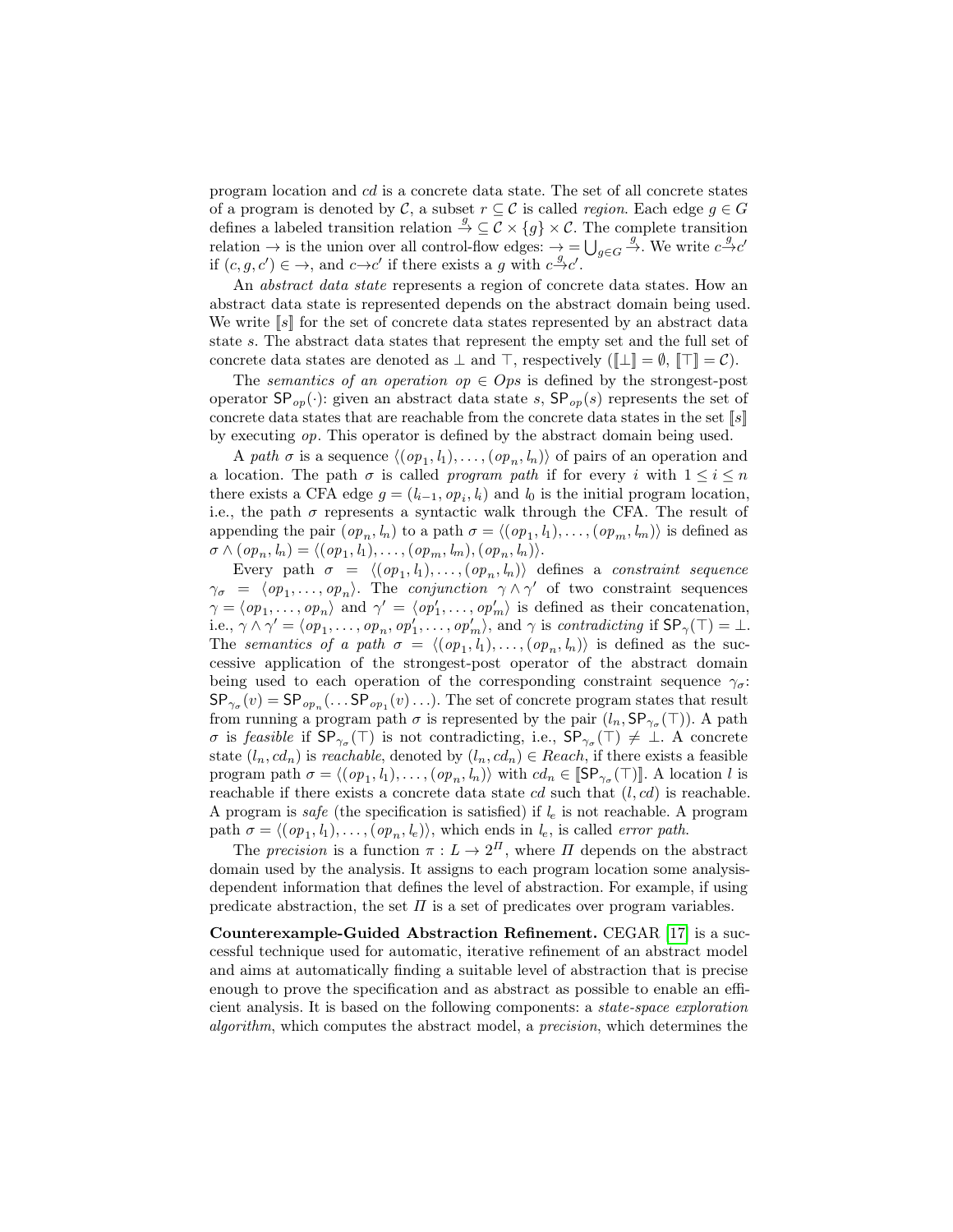program location and $cd$ is a concrete data state. The set of all concrete states of a program is denoted by $\mathcal{C}$, a subset $r \subseteq \mathcal{C}$ is called *region*. Each edge $g \in G$ defines a labeled transition relation $\xrightarrow{g} \subseteq \mathcal{C} \times \{g\} \times \mathcal{C}$. The complete transition relation $\rightarrow$ is the union over all control-flow edges: $\rightarrow = \bigcup_{g \in G} \xrightarrow{g}$. We write $c \xrightarrow{g} c'$ if $(c, g, c') \in \rightarrow$, and $c \rightarrow c'$ if there exists a $g$ with $c \xrightarrow{g} c'$.

An *abstract data state* represents a region of concrete data states. How an abstract data state is represented depends on the abstract domain being used. We write $[\![s]\!]$ for the set of concrete data states represented by an abstract data state $s$. The abstract data states that represent the empty set and the full set of concrete data states are denoted as $\bot$ and $\top$, respectively ($[\![\bot]\!] = \emptyset$, $[\![\top]\!] = \mathcal{C}$).

The *semantics of an operation* $op \in Ops$ is defined by the strongest-post operator $\mathsf{SP}_{op}(\cdot)$: given an abstract data state $s$, $\mathsf{SP}_{op}(s)$ represents the set of concrete data states that are reachable from the concrete data states in the set $[\![s]\!]$ by executing $op$. This operator is defined by the abstract domain being used.

A *path* $\sigma$ is a sequence $\langle (op_1, l_1), \ldots, (op_n, l_n) \rangle$ of pairs of an operation and a location. The path $\sigma$ is called *program path* if for every $i$ with $1 \leq i \leq n$ there exists a CFA edge $g = (l_{i-1}, op_i, l_i)$ and $l_0$ is the initial program location, i.e., the path $\sigma$ represents a syntactic walk through the CFA. The result of appending the pair $(op_n, l_n)$ to a path $\sigma = \langle (op_1, l_1), \ldots, (op_m, l_m) \rangle$ is defined as $\sigma \wedge (op_n, l_n) = \langle (op_1, l_1), \ldots, (op_m, l_m), (op_n, l_n) \rangle$.

Every path $\sigma = \langle (op_1, l_1), \ldots, (op_n, l_n) \rangle$ defines a *constraint sequence* $\gamma_\sigma = \langle op_1, \ldots, op_n \rangle$. The *conjunction* $\gamma \wedge \gamma'$ of two constraint sequences $\gamma = \langle op_1, \ldots, op_n \rangle$ and $\gamma' = \langle op'_1, \ldots, op'_m \rangle$ is defined as their concatenation, i.e., $\gamma \wedge \gamma' = \langle op_1, \ldots, op_n, op'_1, \ldots, op'_m \rangle$, and $\gamma$ is *contradicting* if $\mathsf{SP}_\gamma(\top) = \bot$. The *semantics of a path* $\sigma = \langle (op_1, l_1), \ldots, (op_n, l_n) \rangle$ is defined as the successive application of the strongest-post operator of the abstract domain being used to each operation of the corresponding constraint sequence $\gamma_\sigma$: $\mathsf{SP}_{\gamma_\sigma}(v) = \mathsf{SP}_{op_n}(\ldots \mathsf{SP}_{op_1}(v) \ldots)$. The set of concrete program states that result from running a program path $\sigma$ is represented by the pair $(l_n, \mathsf{SP}_{\gamma_\sigma}(\top))$. A path $\sigma$ is *feasible* if $\mathsf{SP}_{\gamma_\sigma}(\top)$ is not contradicting, i.e., $\mathsf{SP}_{\gamma_\sigma}(\top) \neq \bot$. A concrete state $(l_n, cd_n)$ is *reachable*, denoted by $(l_n, cd_n) \in Reach$, if there exists a feasible program path $\sigma = \langle (op_1, l_1), \ldots, (op_n, l_n) \rangle$ with $cd_n \in [\![\mathsf{SP}_{\gamma_\sigma}(\top)]\!]$. A location $l$ is reachable if there exists a concrete data state $cd$ such that $(l, cd)$ is reachable. A program is *safe* (the specification is satisfied) if $l_e$ is not reachable. A program path $\sigma = \langle (op_1, l_1), \ldots, (op_n, l_e) \rangle$, which ends in $l_e$, is called *error path*.

The *precision* is a function $\pi : L \to 2^\Pi$, where $\Pi$ depends on the abstract domain used by the analysis. It assigns to each program location some analysis-dependent information that defines the level of abstraction. For example, if using predicate abstraction, the set $\Pi$ is a set of predicates over program variables.

**Counterexample-Guided Abstraction Refinement.** CEGAR [17] is a successful technique used for automatic, iterative refinement of an abstract model and aims at automatically finding a suitable level of abstraction that is precise enough to prove the specification and as abstract as possible to enable an efficient analysis. It is based on the following components: a *state-space exploration algorithm*, which computes the abstract model, a *precision*, which determines the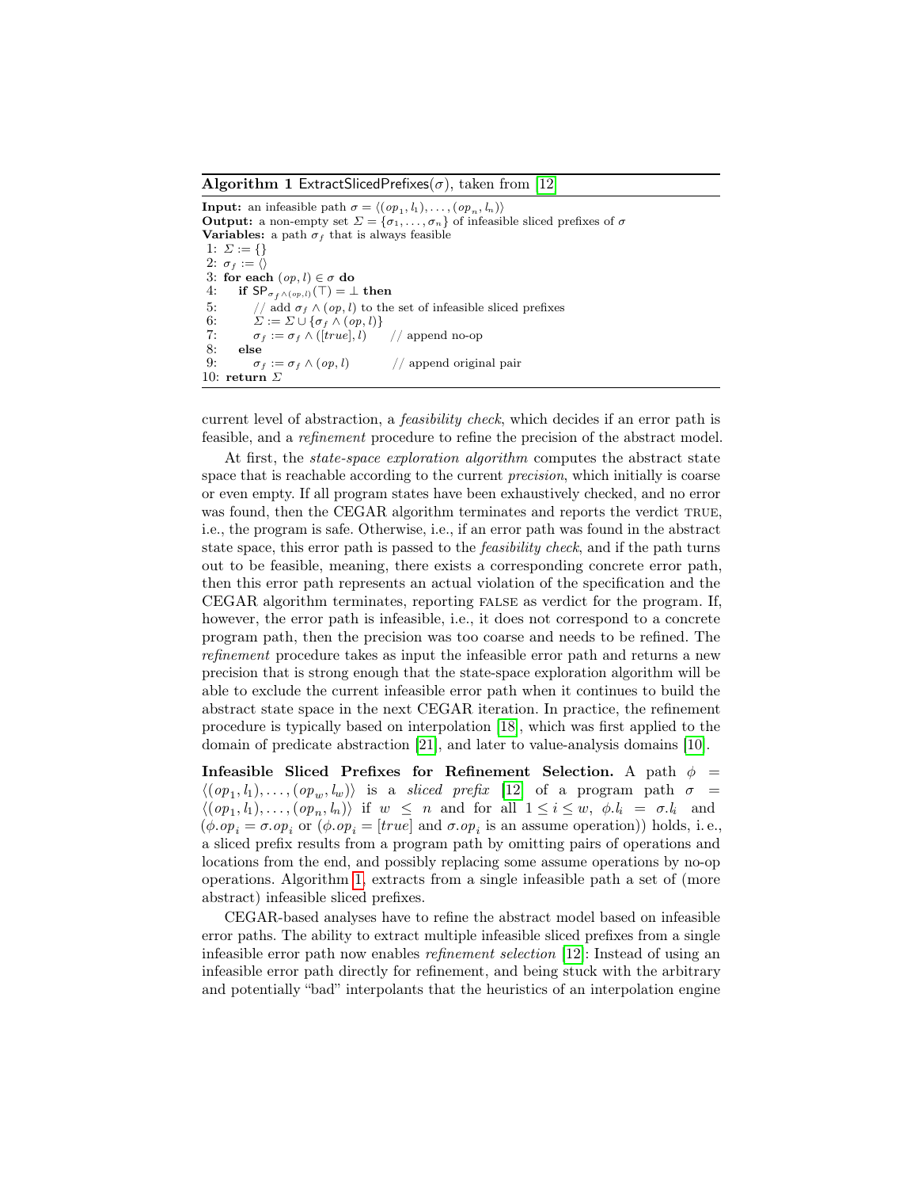**Algorithm 1** ExtractSlicedPrefixes($\sigma$), taken from [12]

**Input:** an infeasible path $\sigma = \langle (op_1, l_1), \ldots, (op_n, l_n) \rangle$
**Output:** a non-empty set $\Sigma = \{\sigma_1, \ldots, \sigma_n\}$ of infeasible sliced prefixes of $\sigma$
**Variables:** a path $\sigma_f$ that is always feasible

```
1: Σ := {}
2: σ_f := ⟨⟩
3: for each (op, l) ∈ σ do
4:    if SP_{σ_f ∧ (op,l)}(⊤) = ⊥ then
5:       // add σ_f ∧ (op, l) to the set of infeasible sliced prefixes
6:       Σ := Σ ∪ {σ_f ∧ (op, l)}
7:       σ_f := σ_f ∧ ([true], l)     // append no-op
8:    else
9:       σ_f := σ_f ∧ (op, l)         // append original pair
10: return Σ
```

current level of abstraction, a *feasibility check*, which decides if an error path is feasible, and a *refinement* procedure to refine the precision of the abstract model.

At first, the *state-space exploration algorithm* computes the abstract state space that is reachable according to the current *precision*, which initially is coarse or even empty. If all program states have been exhaustively checked, and no error was found, then the CEGAR algorithm terminates and reports the verdict TRUE, i.e., the program is safe. Otherwise, i.e., if an error path was found in the abstract state space, this error path is passed to the *feasibility check*, and if the path turns out to be feasible, meaning, there exists a corresponding concrete error path, then this error path represents an actual violation of the specification and the CEGAR algorithm terminates, reporting FALSE as verdict for the program. If, however, the error path is infeasible, i.e., it does not correspond to a concrete program path, then the precision was too coarse and needs to be refined. The *refinement* procedure takes as input the infeasible error path and returns a new precision that is strong enough that the state-space exploration algorithm will be able to exclude the current infeasible error path when it continues to build the abstract state space in the next CEGAR iteration. In practice, the refinement procedure is typically based on interpolation [18], which was first applied to the domain of predicate abstraction [21], and later to value-analysis domains [10].

**Infeasible Sliced Prefixes for Refinement Selection.** A path $\phi = \langle (op_1, l_1), \ldots, (op_w, l_w) \rangle$ is a *sliced prefix* [12] of a program path $\sigma = \langle (op_1, l_1), \ldots, (op_n, l_n) \rangle$ if $w \leq n$ and for all $1 \leq i \leq w$, $\phi.l_i = \sigma.l_i$ and $(\phi.op_i = \sigma.op_i$ or $(\phi.op_i = [true]$ and $\sigma.op_i$ is an assume operation$))$ holds, i.e., a sliced prefix results from a program path by omitting pairs of operations and locations from the end, and possibly replacing some assume operations by no-op operations. Algorithm 1, extracts from a single infeasible path a set of (more abstract) infeasible sliced prefixes.

CEGAR-based analyses have to refine the abstract model based on infeasible error paths. The ability to extract multiple infeasible sliced prefixes from a single infeasible error path now enables *refinement selection* [12]: Instead of using an infeasible error path directly for refinement, and being stuck with the arbitrary and potentially "bad" interpolants that the heuristics of an interpolation engine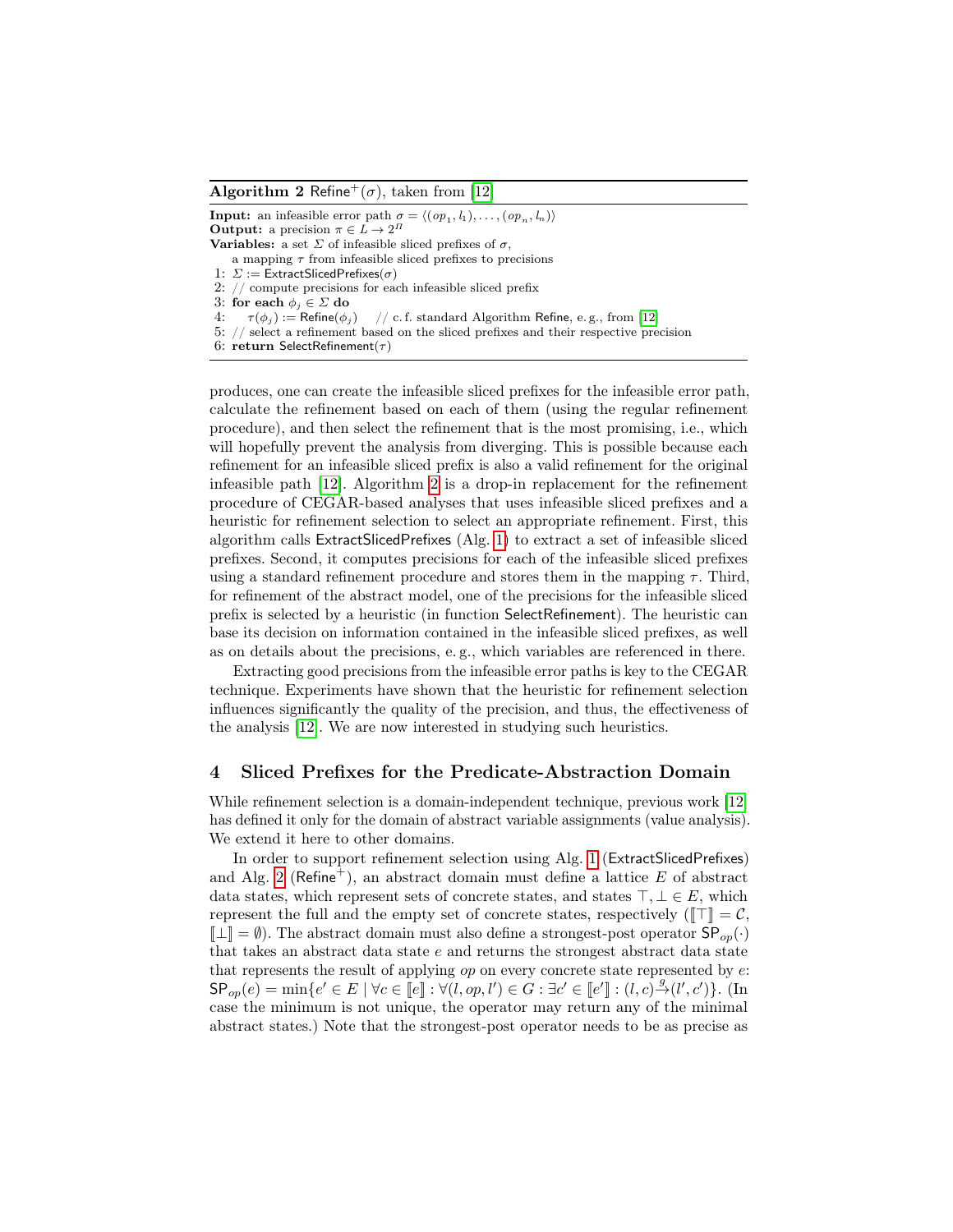**Algorithm 2** Refine$^{+}(\sigma)$, taken from [12]

```
Input: an infeasible error path σ = ⟨(op_1, l_1), ..., (op_n, l_n)⟩
Output: a precision π ∈ L → 2^Π
Variables: a set Σ of infeasible sliced prefixes of σ,
    a mapping τ from infeasible sliced prefixes to precisions
1: Σ := ExtractSlicedPrefixes(σ)
2: // compute precisions for each infeasible sliced prefix
3: for each φ_j ∈ Σ do
4:    τ(φ_j) := Refine(φ_j)    // c. f. standard Algorithm Refine, e. g., from [12]
5: // select a refinement based on the sliced prefixes and their respective precision
6: return SelectRefinement(τ)
```

produces, one can create the infeasible sliced prefixes for the infeasible error path, calculate the refinement based on each of them (using the regular refinement procedure), and then select the refinement that is the most promising, i.e., which will hopefully prevent the analysis from diverging. This is possible because each refinement for an infeasible sliced prefix is also a valid refinement for the original infeasible path [12]. Algorithm 2 is a drop-in replacement for the refinement procedure of CEGAR-based analyses that uses infeasible sliced prefixes and a heuristic for refinement selection to select an appropriate refinement. First, this algorithm calls ExtractSlicedPrefixes (Alg. 1) to extract a set of infeasible sliced prefixes. Second, it computes precisions for each of the infeasible sliced prefixes using a standard refinement procedure and stores them in the mapping $\tau$. Third, for refinement of the abstract model, one of the precisions for the infeasible sliced prefix is selected by a heuristic (in function SelectRefinement). The heuristic can base its decision on information contained in the infeasible sliced prefixes, as well as on details about the precisions, e. g., which variables are referenced in there.

Extracting good precisions from the infeasible error paths is key to the CEGAR technique. Experiments have shown that the heuristic for refinement selection influences significantly the quality of the precision, and thus, the effectiveness of the analysis [12]. We are now interested in studying such heuristics.

## 4 Sliced Prefixes for the Predicate-Abstraction Domain

While refinement selection is a domain-independent technique, previous work [12] has defined it only for the domain of abstract variable assignments (value analysis). We extend it here to other domains.

In order to support refinement selection using Alg. 1 (ExtractSlicedPrefixes) and Alg. 2 (Refine$^{+}$), an abstract domain must define a lattice $E$ of abstract data states, which represent sets of concrete states, and states $\top, \bot \in E$, which represent the full and the empty set of concrete states, respectively ($[\![\top]\!] = \mathcal{C}$, $[\![\bot]\!] = \emptyset$). The abstract domain must also define a strongest-post operator $\mathsf{SP}_{op}(\cdot)$ that takes an abstract data state $e$ and returns the strongest abstract data state that represents the result of applying $op$ on every concrete state represented by $e$: $\mathsf{SP}_{op}(e) = \min\{e' \in E \mid \forall c \in [\![e]\!] : \forall (l, op, l') \in G : \exists c' \in [\![e']\!] : (l, c) \xrightarrow{g} (l', c')\}$. (In case the minimum is not unique, the operator may return any of the minimal abstract states.) Note that the strongest-post operator needs to be as precise as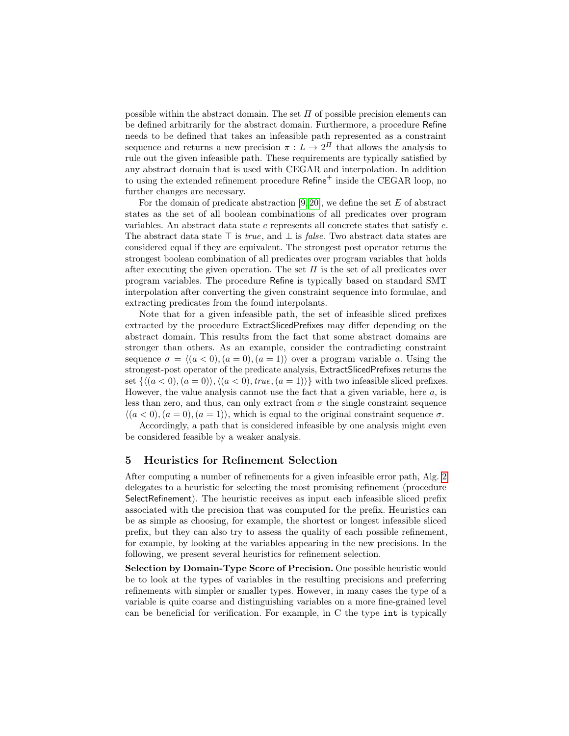possible within the abstract domain. The set $\Pi$ of possible precision elements can be defined arbitrarily for the abstract domain. Furthermore, a procedure Refine needs to be defined that takes an infeasible path represented as a constraint sequence and returns a new precision $\pi : L \to 2^{\Pi}$ that allows the analysis to rule out the given infeasible path. These requirements are typically satisfied by any abstract domain that is used with CEGAR and interpolation. In addition to using the extended refinement procedure Refine$^{+}$ inside the CEGAR loop, no further changes are necessary.

For the domain of predicate abstraction [9, 20], we define the set $E$ of abstract states as the set of all boolean combinations of all predicates over program variables. An abstract data state $e$ represents all concrete states that satisfy $e$. The abstract data state $\top$ is *true*, and $\bot$ is *false*. Two abstract data states are considered equal if they are equivalent. The strongest post operator returns the strongest boolean combination of all predicates over program variables that holds after executing the given operation. The set $\Pi$ is the set of all predicates over program variables. The procedure Refine is typically based on standard SMT interpolation after converting the given constraint sequence into formulae, and extracting predicates from the found interpolants.

Note that for a given infeasible path, the set of infeasible sliced prefixes extracted by the procedure ExtractSlicedPrefixes may differ depending on the abstract domain. This results from the fact that some abstract domains are stronger than others. As an example, consider the contradicting constraint sequence $\sigma = \langle (a < 0), (a = 0), (a = 1) \rangle$ over a program variable $a$. Using the strongest-post operator of the predicate analysis, ExtractSlicedPrefixes returns the set $\{\langle (a < 0), (a = 0) \rangle, \langle (a < 0), \mathit{true}, (a = 1) \rangle\}$ with two infeasible sliced prefixes. However, the value analysis cannot use the fact that a given variable, here $a$, is less than zero, and thus, can only extract from $\sigma$ the single constraint sequence $\langle (a < 0), (a = 0), (a = 1) \rangle$, which is equal to the original constraint sequence $\sigma$.

Accordingly, a path that is considered infeasible by one analysis might even be considered feasible by a weaker analysis.

## 5 Heuristics for Refinement Selection

After computing a number of refinements for a given infeasible error path, Alg. 2 delegates to a heuristic for selecting the most promising refinement (procedure SelectRefinement). The heuristic receives as input each infeasible sliced prefix associated with the precision that was computed for the prefix. Heuristics can be as simple as choosing, for example, the shortest or longest infeasible sliced prefix, but they can also try to assess the quality of each possible refinement, for example, by looking at the variables appearing in the new precisions. In the following, we present several heuristics for refinement selection.

**Selection by Domain-Type Score of Precision.** One possible heuristic would be to look at the types of variables in the resulting precisions and preferring refinements with simpler or smaller types. However, in many cases the type of a variable is quite coarse and distinguishing variables on a more fine-grained level can be beneficial for verification. For example, in C the type `int` is typically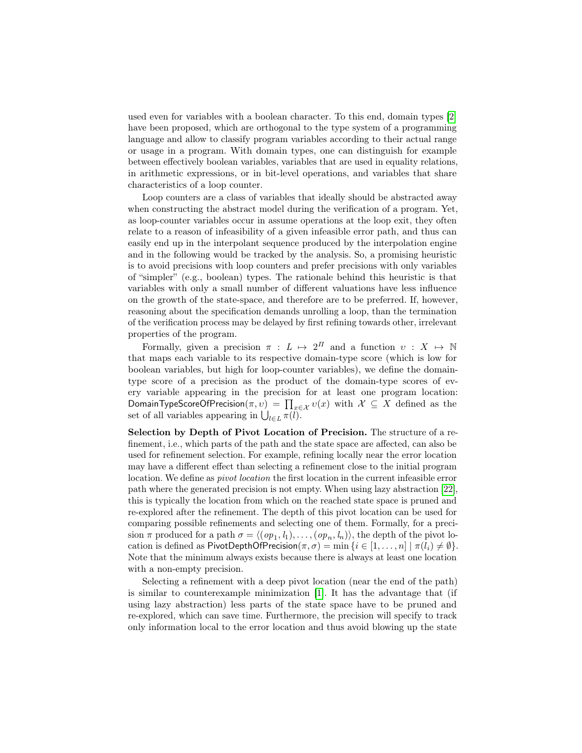used even for variables with a boolean character. To this end, domain types [2] have been proposed, which are orthogonal to the type system of a programming language and allow to classify program variables according to their actual range or usage in a program. With domain types, one can distinguish for example between effectively boolean variables, variables that are used in equality relations, in arithmetic expressions, or in bit-level operations, and variables that share characteristics of a loop counter.

Loop counters are a class of variables that ideally should be abstracted away when constructing the abstract model during the verification of a program. Yet, as loop-counter variables occur in assume operations at the loop exit, they often relate to a reason of infeasibility of a given infeasible error path, and thus can easily end up in the interpolant sequence produced by the interpolation engine and in the following would be tracked by the analysis. So, a promising heuristic is to avoid precisions with loop counters and prefer precisions with only variables of "simpler" (e.g., boolean) types. The rationale behind this heuristic is that variables with only a small number of different valuations have less influence on the growth of the state-space, and therefore are to be preferred. If, however, reasoning about the specification demands unrolling a loop, than the termination of the verification process may be delayed by first refining towards other, irrelevant properties of the program.

Formally, given a precision $\pi : L \mapsto 2^{\Pi}$ and a function $\upsilon : X \mapsto \mathbb{N}$ that maps each variable to its respective domain-type score (which is low for boolean variables, but high for loop-counter variables), we define the domain-type score of a precision as the product of the domain-type scores of every variable appearing in the precision for at least one program location: $\mathsf{DomainTypeScoreOfPrecision}(\pi, \upsilon) = \prod_{x \in \mathcal{X}} \upsilon(x)$ with $\mathcal{X} \subseteq X$ defined as the set of all variables appearing in $\bigcup_{l \in L} \pi(l)$.

**Selection by Depth of Pivot Location of Precision.** The structure of a refinement, i.e., which parts of the path and the state space are affected, can also be used for refinement selection. For example, refining locally near the error location may have a different effect than selecting a refinement close to the initial program location. We define as *pivot location* the first location in the current infeasible error path where the generated precision is not empty. When using lazy abstraction [22], this is typically the location from which on the reached state space is pruned and re-explored after the refinement. The depth of this pivot location can be used for comparing possible refinements and selecting one of them. Formally, for a precision $\pi$ produced for a path $\sigma = \langle (op_1, l_1), \ldots, (op_n, l_n) \rangle$, the depth of the pivot location is defined as $\mathsf{PivotDepthOfPrecision}(\pi, \sigma) = \min \{ i \in [1, \ldots, n] \mid \pi(l_i) \neq \emptyset \}$. Note that the minimum always exists because there is always at least one location with a non-empty precision.

Selecting a refinement with a deep pivot location (near the end of the path) is similar to counterexample minimization [1]. It has the advantage that (if using lazy abstraction) less parts of the state space have to be pruned and re-explored, which can save time. Furthermore, the precision will specify to track only information local to the error location and thus avoid blowing up the state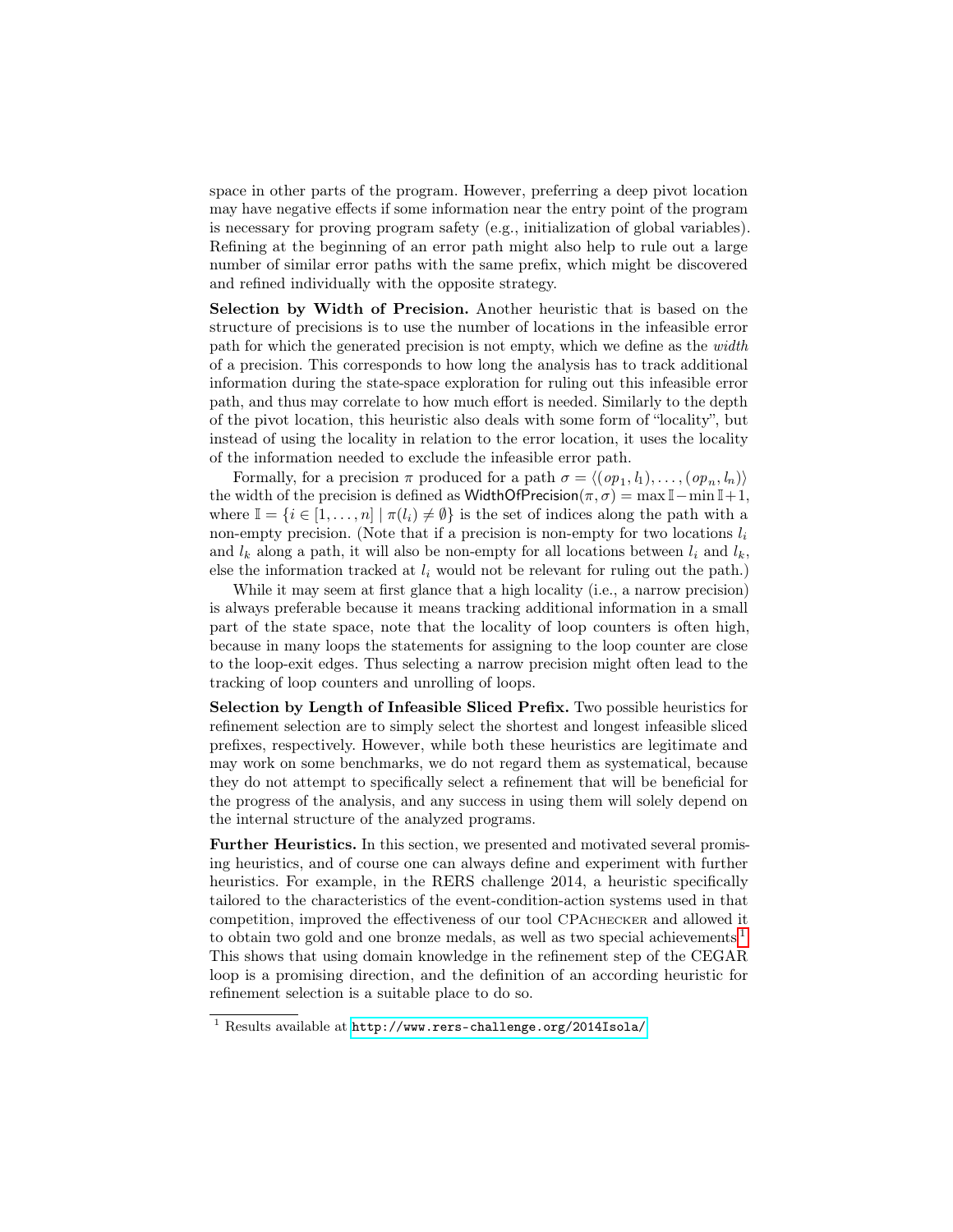space in other parts of the program. However, preferring a deep pivot location may have negative effects if some information near the entry point of the program is necessary for proving program safety (e.g., initialization of global variables). Refining at the beginning of an error path might also help to rule out a large number of similar error paths with the same prefix, which might be discovered and refined individually with the opposite strategy.

**Selection by Width of Precision.** Another heuristic that is based on the structure of precisions is to use the number of locations in the infeasible error path for which the generated precision is not empty, which we define as the *width* of a precision. This corresponds to how long the analysis has to track additional information during the state-space exploration for ruling out this infeasible error path, and thus may correlate to how much effort is needed. Similarly to the depth of the pivot location, this heuristic also deals with some form of "locality", but instead of using the locality in relation to the error location, it uses the locality of the information needed to exclude the infeasible error path.

Formally, for a precision $\pi$ produced for a path $\sigma = \langle (op_1, l_1), \ldots, (op_n, l_n) \rangle$ the width of the precision is defined as $\mathsf{WidthOfPrecision}(\pi, \sigma) = \max \mathbb{I} - \min \mathbb{I} + 1$, where $\mathbb{I} = \{i \in [1, \ldots, n] \mid \pi(l_i) \neq \emptyset\}$ is the set of indices along the path with a non-empty precision. (Note that if a precision is non-empty for two locations $l_i$ and $l_k$ along a path, it will also be non-empty for all locations between $l_i$ and $l_k$, else the information tracked at $l_i$ would not be relevant for ruling out the path.)

While it may seem at first glance that a high locality (i.e., a narrow precision) is always preferable because it means tracking additional information in a small part of the state space, note that the locality of loop counters is often high, because in many loops the statements for assigning to the loop counter are close to the loop-exit edges. Thus selecting a narrow precision might often lead to the tracking of loop counters and unrolling of loops.

**Selection by Length of Infeasible Sliced Prefix.** Two possible heuristics for refinement selection are to simply select the shortest and longest infeasible sliced prefixes, respectively. However, while both these heuristics are legitimate and may work on some benchmarks, we do not regard them as systematical, because they do not attempt to specifically select a refinement that will be beneficial for the progress of the analysis, and any success in using them will solely depend on the internal structure of the analyzed programs.

**Further Heuristics.** In this section, we presented and motivated several promising heuristics, and of course one can always define and experiment with further heuristics. For example, in the RERS challenge 2014, a heuristic specifically tailored to the characteristics of the event-condition-action systems used in that competition, improved the effectiveness of our tool CPAchecker and allowed it to obtain two gold and one bronze medals, as well as two special achievements[1]. This shows that using domain knowledge in the refinement step of the CEGAR loop is a promising direction, and the definition of an according heuristic for refinement selection is a suitable place to do so.

[1] Results available at http://www.rers-challenge.org/2014Isola/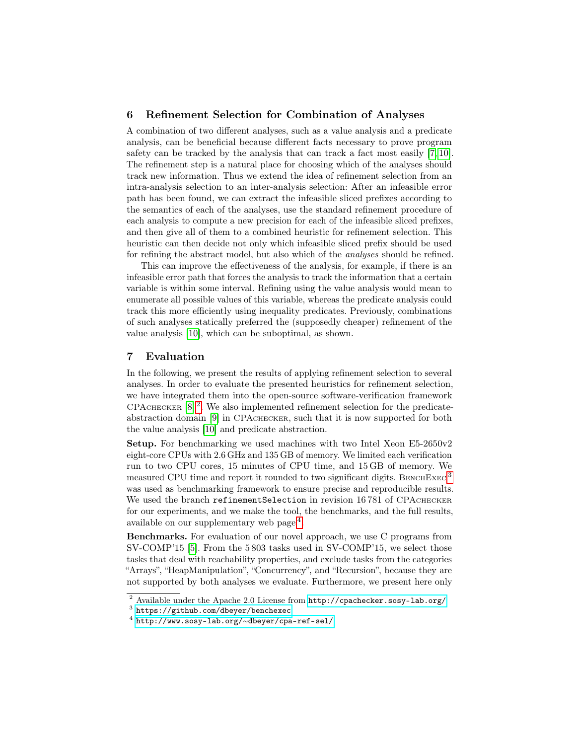## 6 Refinement Selection for Combination of Analyses

A combination of two different analyses, such as a value analysis and a predicate analysis, can be beneficial because different facts necessary to prove program safety can be tracked by the analysis that can track a fact most easily [7,10]. The refinement step is a natural place for choosing which of the analyses should track new information. Thus we extend the idea of refinement selection from an intra-analysis selection to an inter-analysis selection: After an infeasible error path has been found, we can extract the infeasible sliced prefixes according to the semantics of each of the analyses, use the standard refinement procedure of each analysis to compute a new precision for each of the infeasible sliced prefixes, and then give all of them to a combined heuristic for refinement selection. This heuristic can then decide not only which infeasible sliced prefix should be used for refining the abstract model, but also which of the *analyses* should be refined.

This can improve the effectiveness of the analysis, for example, if there is an infeasible error path that forces the analysis to track the information that a certain variable is within some interval. Refining using the value analysis would mean to enumerate all possible values of this variable, whereas the predicate analysis could track this more efficiently using inequality predicates. Previously, combinations of such analyses statically preferred the (supposedly cheaper) refinement of the value analysis [10], which can be suboptimal, as shown.

## 7 Evaluation

In the following, we present the results of applying refinement selection to several analyses. In order to evaluate the presented heuristics for refinement selection, we have integrated them into the open-source software-verification framework CPAchecker [8][2]. We also implemented refinement selection for the predicate-abstraction domain [9] in CPAchecker, such that it is now supported for both the value analysis [10] and predicate abstraction.

**Setup.** For benchmarking we used machines with two Intel Xeon E5-2650v2 eight-core CPUs with 2.6 GHz and 135 GB of memory. We limited each verification run to two CPU cores, 15 minutes of CPU time, and 15 GB of memory. We measured CPU time and report it rounded to two significant digits. BenchExec[3] was used as benchmarking framework to ensure precise and reproducible results. We used the branch `refinementSelection` in revision 16 781 of CPAchecker for our experiments, and we make the tool, the benchmarks, and the full results, available on our supplementary web page[4].

**Benchmarks.** For evaluation of our novel approach, we use C programs from SV-COMP'15 [5]. From the 5 803 tasks used in SV-COMP'15, we select those tasks that deal with reachability properties, and exclude tasks from the categories "Arrays", "HeapManipulation", "Concurrency", and "Recursion", because they are not supported by both analyses we evaluate. Furthermore, we present here only

[2] Available under the Apache 2.0 License from http://cpachecker.sosy-lab.org/

[3] https://github.com/dbeyer/benchexec

[4] http://www.sosy-lab.org/~dbeyer/cpa-ref-sel/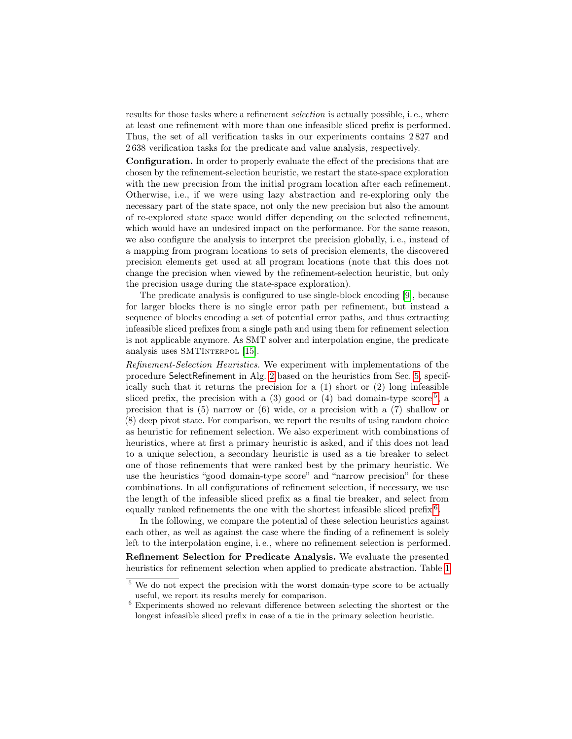results for those tasks where a refinement *selection* is actually possible, i. e., where at least one refinement with more than one infeasible sliced prefix is performed. Thus, the set of all verification tasks in our experiments contains 2 827 and 2 638 verification tasks for the predicate and value analysis, respectively.

**Configuration.** In order to properly evaluate the effect of the precisions that are chosen by the refinement-selection heuristic, we restart the state-space exploration with the new precision from the initial program location after each refinement. Otherwise, i.e., if we were using lazy abstraction and re-exploring only the necessary part of the state space, not only the new precision but also the amount of re-explored state space would differ depending on the selected refinement, which would have an undesired impact on the performance. For the same reason, we also configure the analysis to interpret the precision globally, i. e., instead of a mapping from program locations to sets of precision elements, the discovered precision elements get used at all program locations (note that this does not change the precision when viewed by the refinement-selection heuristic, but only the precision usage during the state-space exploration).

The predicate analysis is configured to use single-block encoding [9], because for larger blocks there is no single error path per refinement, but instead a sequence of blocks encoding a set of potential error paths, and thus extracting infeasible sliced prefixes from a single path and using them for refinement selection is not applicable anymore. As SMT solver and interpolation engine, the predicate analysis uses SMTInterpol [15].

*Refinement-Selection Heuristics.* We experiment with implementations of the procedure SelectRefinement in Alg. 2 based on the heuristics from Sec. 5, specifically such that it returns the precision for a (1) short or (2) long infeasible sliced prefix, the precision with a (3) good or (4) bad domain-type score[5], a precision that is (5) narrow or (6) wide, or a precision with a (7) shallow or (8) deep pivot state. For comparison, we report the results of using random choice as heuristic for refinement selection. We also experiment with combinations of heuristics, where at first a primary heuristic is asked, and if this does not lead to a unique selection, a secondary heuristic is used as a tie breaker to select one of those refinements that were ranked best by the primary heuristic. We use the heuristics "good domain-type score" and "narrow precision" for these combinations. In all configurations of refinement selection, if necessary, we use the length of the infeasible sliced prefix as a final tie breaker, and select from equally ranked refinements the one with the shortest infeasible sliced prefix[6].

In the following, we compare the potential of these selection heuristics against each other, as well as against the case where the finding of a refinement is solely left to the interpolation engine, i. e., where no refinement selection is performed.

**Refinement Selection for Predicate Analysis.** We evaluate the presented heuristics for refinement selection when applied to predicate abstraction. Table 1

[5] We do not expect the precision with the worst domain-type score to be actually useful, we report its results merely for comparison.

[6] Experiments showed no relevant difference between selecting the shortest or the longest infeasible sliced prefix in case of a tie in the primary selection heuristic.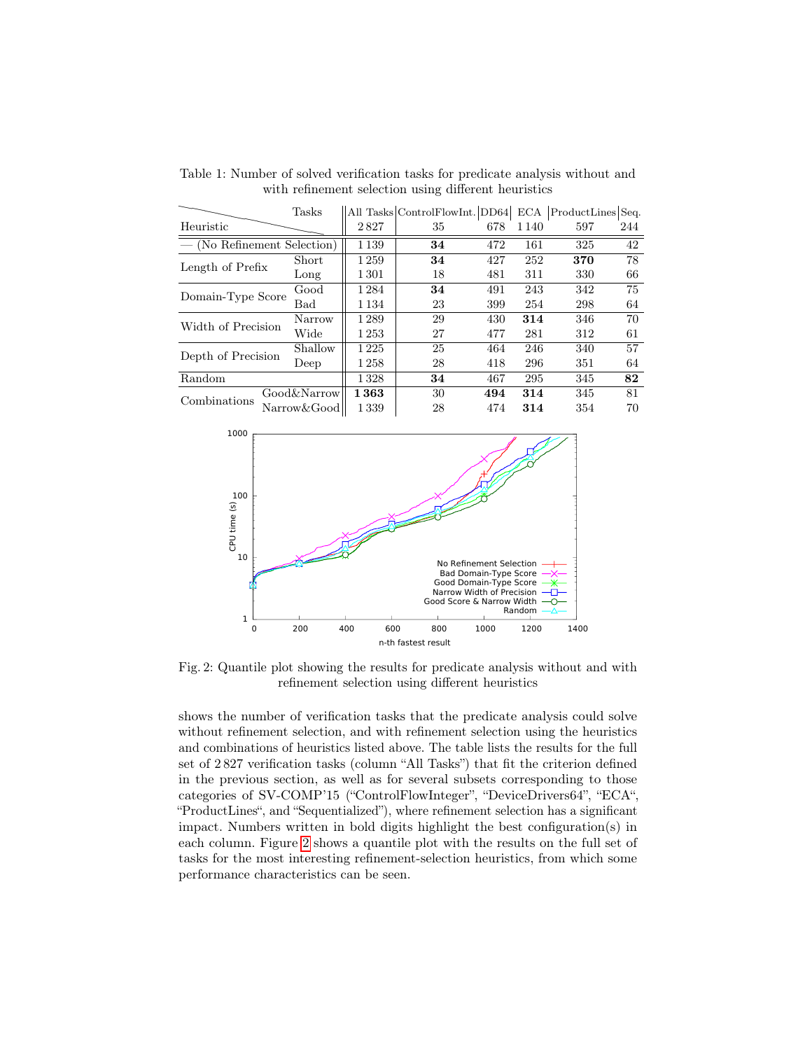Table 1: Number of solved verification tasks for predicate analysis without and with refinement selection using different heuristics

| Heuristic | | All Tasks 2 827 | ControlFlowInt. 35 | DD64 678 | ECA 1 140 | ProductLines 597 | Seq. 244 |
|---|---|---|---|---|---|---|---|
| — (No Refinement Selection) | | 1 139 | **34** | 472 | 161 | 325 | 42 |
| Length of Prefix | Short | 1 259 | **34** | 427 | 252 | **370** | 78 |
| | Long | 1 301 | 18 | 481 | 311 | 330 | 66 |
| Domain-Type Score | Good | 1 284 | **34** | 491 | 243 | 342 | 75 |
| | Bad | 1 134 | 23 | 399 | 254 | 298 | 64 |
| Width of Precision | Narrow | 1 289 | 29 | 430 | **314** | 346 | 70 |
| | Wide | 1 253 | 27 | 477 | 281 | 312 | 61 |
| Depth of Precision | Shallow | 1 225 | 25 | 464 | 246 | 340 | 57 |
| | Deep | 1 258 | 28 | 418 | 296 | 351 | 64 |
| Random | | 1 328 | **34** | 467 | 295 | 345 | **82** |
| Combinations | Good&Narrow | **1 363** | 30 | **494** | **314** | 345 | 81 |
| | Narrow&Good | 1 339 | 28 | 474 | **314** | 354 | 70 |

Fig. 2: Quantile plot showing the results for predicate analysis without and with refinement selection using different heuristics

shows the number of verification tasks that the predicate analysis could solve without refinement selection, and with refinement selection using the heuristics and combinations of heuristics listed above. The table lists the results for the full set of 2 827 verification tasks (column "All Tasks") that fit the criterion defined in the previous section, as well as for several subsets corresponding to those categories of SV-COMP'15 ("ControlFlowInteger", "DeviceDrivers64", "ECA", "ProductLines", and "Sequentialized"), where refinement selection has a significant impact. Numbers written in bold digits highlight the best configuration(s) in each column. Figure 2 shows a quantile plot with the results on the full set of tasks for the most interesting refinement-selection heuristics, from which some performance characteristics can be seen.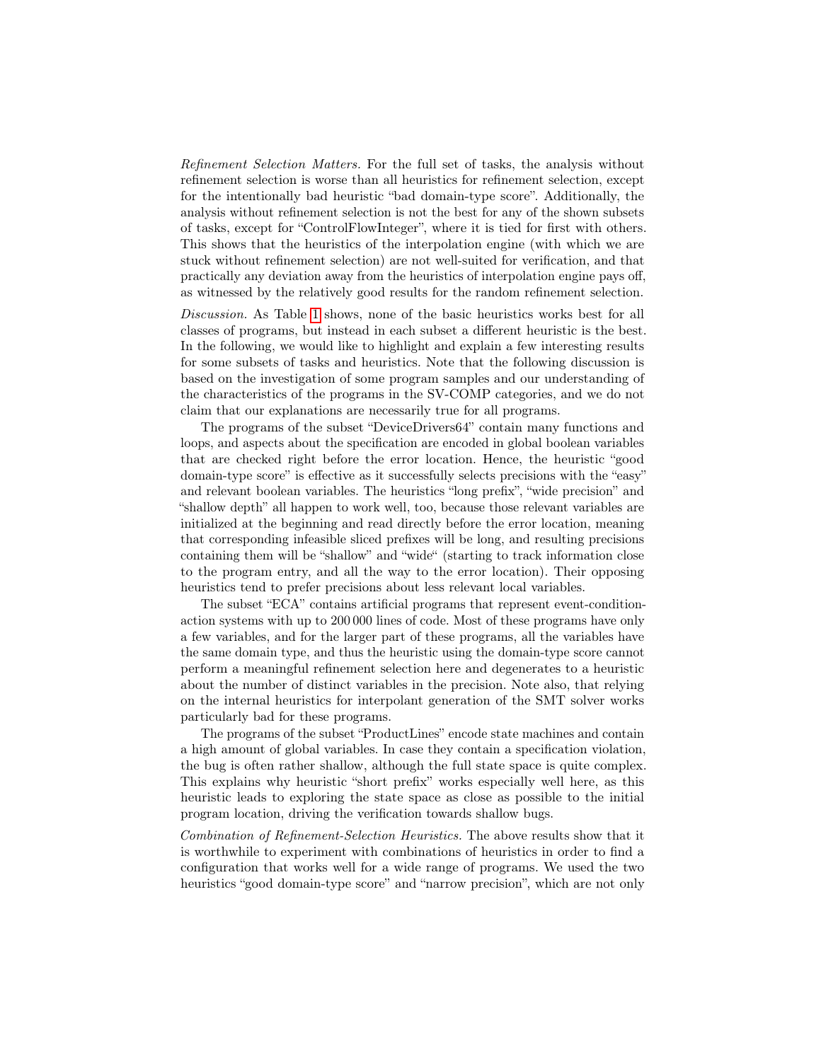*Refinement Selection Matters.* For the full set of tasks, the analysis without refinement selection is worse than all heuristics for refinement selection, except for the intentionally bad heuristic "bad domain-type score". Additionally, the analysis without refinement selection is not the best for any of the shown subsets of tasks, except for "ControlFlowInteger", where it is tied for first with others. This shows that the heuristics of the interpolation engine (with which we are stuck without refinement selection) are not well-suited for verification, and that practically any deviation away from the heuristics of interpolation engine pays off, as witnessed by the relatively good results for the random refinement selection.

*Discussion.* As Table 1 shows, none of the basic heuristics works best for all classes of programs, but instead in each subset a different heuristic is the best. In the following, we would like to highlight and explain a few interesting results for some subsets of tasks and heuristics. Note that the following discussion is based on the investigation of some program samples and our understanding of the characteristics of the programs in the SV-COMP categories, and we do not claim that our explanations are necessarily true for all programs.

The programs of the subset "DeviceDrivers64" contain many functions and loops, and aspects about the specification are encoded in global boolean variables that are checked right before the error location. Hence, the heuristic "good domain-type score" is effective as it successfully selects precisions with the "easy" and relevant boolean variables. The heuristics "long prefix", "wide precision" and "shallow depth" all happen to work well, too, because those relevant variables are initialized at the beginning and read directly before the error location, meaning that corresponding infeasible sliced prefixes will be long, and resulting precisions containing them will be "shallow" and "wide" (starting to track information close to the program entry, and all the way to the error location). Their opposing heuristics tend to prefer precisions about less relevant local variables.

The subset "ECA" contains artificial programs that represent event-condition-action systems with up to 200 000 lines of code. Most of these programs have only a few variables, and for the larger part of these programs, all the variables have the same domain type, and thus the heuristic using the domain-type score cannot perform a meaningful refinement selection here and degenerates to a heuristic about the number of distinct variables in the precision. Note also, that relying on the internal heuristics for interpolant generation of the SMT solver works particularly bad for these programs.

The programs of the subset "ProductLines" encode state machines and contain a high amount of global variables. In case they contain a specification violation, the bug is often rather shallow, although the full state space is quite complex. This explains why heuristic "short prefix" works especially well here, as this heuristic leads to exploring the state space as close as possible to the initial program location, driving the verification towards shallow bugs.

*Combination of Refinement-Selection Heuristics.* The above results show that it is worthwhile to experiment with combinations of heuristics in order to find a configuration that works well for a wide range of programs. We used the two heuristics "good domain-type score" and "narrow precision", which are not only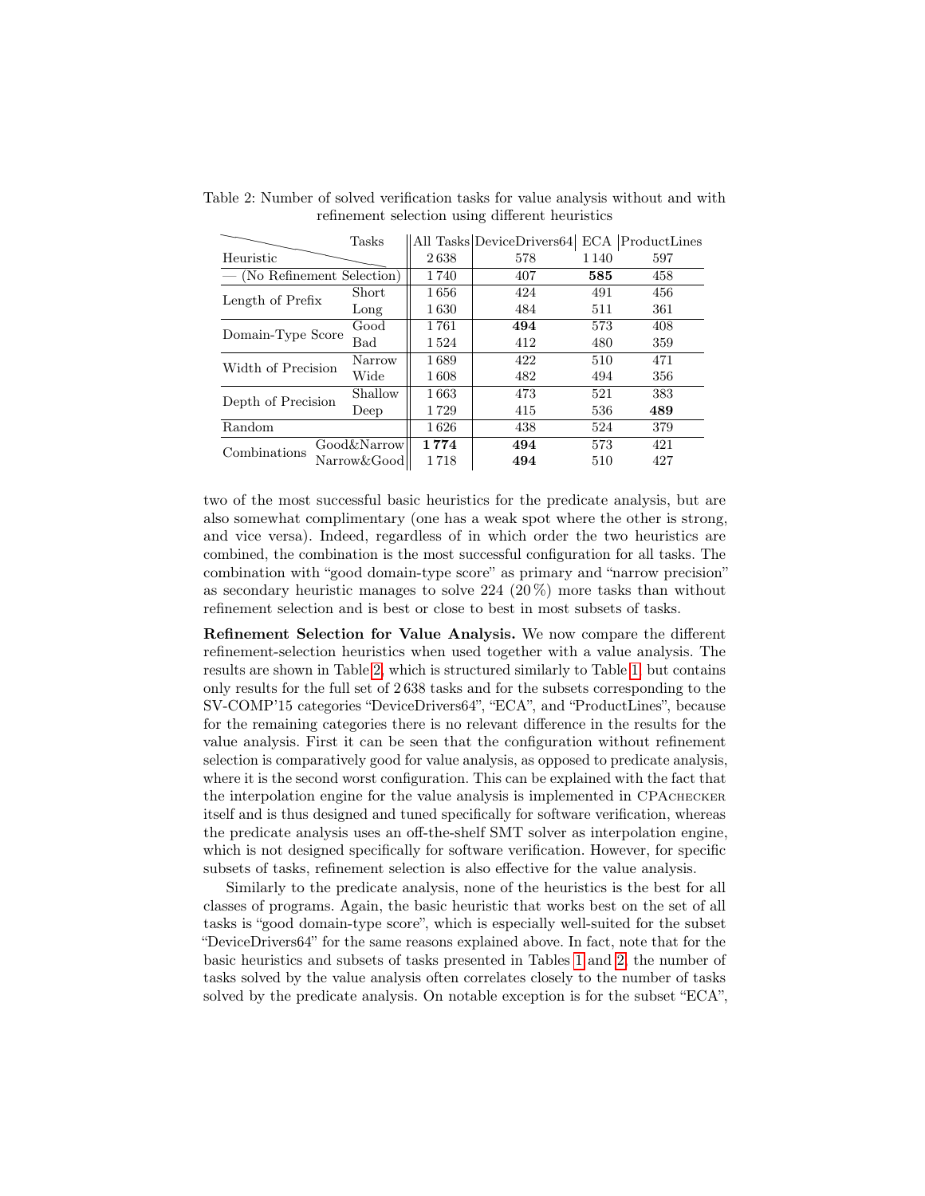Table 2: Number of solved verification tasks for value analysis without and with refinement selection using different heuristics

| Heuristic | Tasks | All Tasks | DeviceDrivers64 | ECA | ProductLines |
|---|---|---|---|---|---|
| | | 2 638 | 578 | 1 140 | 597 |
| — (No Refinement Selection) | | 1 740 | 407 | **585** | 458 |
| Length of Prefix | Short | 1 656 | 424 | 491 | 456 |
| | Long | 1 630 | 484 | 511 | 361 |
| Domain-Type Score | Good | 1 761 | **494** | 573 | 408 |
| | Bad | 1 524 | 412 | 480 | 359 |
| Width of Precision | Narrow | 1 689 | 422 | 510 | 471 |
| | Wide | 1 608 | 482 | 494 | 356 |
| Depth of Precision | Shallow | 1 663 | 473 | 521 | 383 |
| | Deep | 1 729 | 415 | 536 | **489** |
| Random | | 1 626 | 438 | 524 | 379 |
| Combinations | Good&Narrow | **1 774** | **494** | 573 | 421 |
| | Narrow&Good | 1 718 | **494** | 510 | 427 |

two of the most successful basic heuristics for the predicate analysis, but are also somewhat complimentary (one has a weak spot where the other is strong, and vice versa). Indeed, regardless of in which order the two heuristics are combined, the combination is the most successful configuration for all tasks. The combination with "good domain-type score" as primary and "narrow precision" as secondary heuristic manages to solve 224 (20 %) more tasks than without refinement selection and is best or close to best in most subsets of tasks.

**Refinement Selection for Value Analysis.** We now compare the different refinement-selection heuristics when used together with a value analysis. The results are shown in Table 2, which is structured similarly to Table 1, but contains only results for the full set of 2 638 tasks and for the subsets corresponding to the SV-COMP'15 categories "DeviceDrivers64", "ECA", and "ProductLines", because for the remaining categories there is no relevant difference in the results for the value analysis. First it can be seen that the configuration without refinement selection is comparatively good for value analysis, as opposed to predicate analysis, where it is the second worst configuration. This can be explained with the fact that the interpolation engine for the value analysis is implemented in CPAchecker itself and is thus designed and tuned specifically for software verification, whereas the predicate analysis uses an off-the-shelf SMT solver as interpolation engine, which is not designed specifically for software verification. However, for specific subsets of tasks, refinement selection is also effective for the value analysis.

Similarly to the predicate analysis, none of the heuristics is the best for all classes of programs. Again, the basic heuristic that works best on the set of all tasks is "good domain-type score", which is especially well-suited for the subset "DeviceDrivers64" for the same reasons explained above. In fact, note that for the basic heuristics and subsets of tasks presented in Tables 1 and 2, the number of tasks solved by the value analysis often correlates closely to the number of tasks solved by the predicate analysis. On notable exception is for the subset "ECA",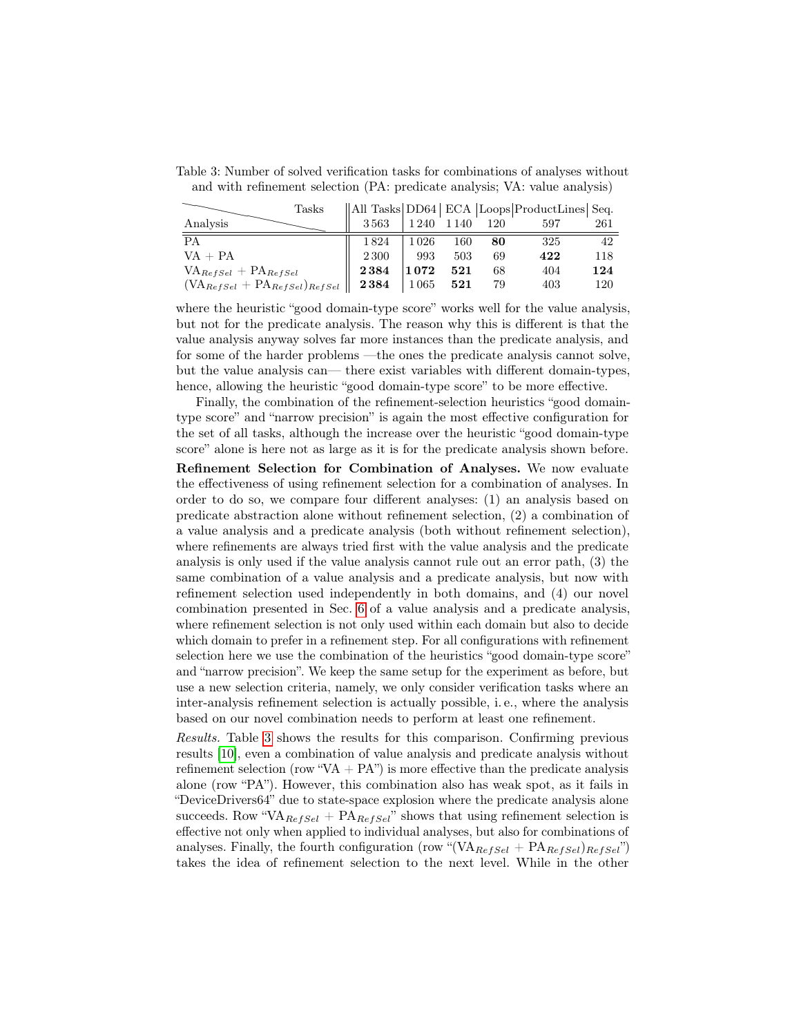Table 3: Number of solved verification tasks for combinations of analyses without and with refinement selection (PA: predicate analysis; VA: value analysis)

| Analysis \ Tasks | All Tasks 3 563 | DD64 1 240 | ECA 1 140 | Loops 120 | ProductLines 597 | Seq. 261 |
|---|---|---|---|---|---|---|
| PA | 1 824 | 1 026 | 160 | **80** | 325 | 42 |
| VA + PA | 2 300 | 993 | 503 | 69 | **422** | 118 |
| $\text{VA}_{RefSel}$ + $\text{PA}_{RefSel}$ | **2 384** | **1 072** | **521** | 68 | 404 | **124** |
| $(\text{VA}_{RefSel} + \text{PA}_{RefSel})_{RefSel}$ | **2 384** | 1 065 | **521** | 79 | 403 | 120 |

where the heuristic "good domain-type score" works well for the value analysis, but not for the predicate analysis. The reason why this is different is that the value analysis anyway solves far more instances than the predicate analysis, and for some of the harder problems —the ones the predicate analysis cannot solve, but the value analysis can— there exist variables with different domain-types, hence, allowing the heuristic "good domain-type score" to be more effective.

Finally, the combination of the refinement-selection heuristics "good domain-type score" and "narrow precision" is again the most effective configuration for the set of all tasks, although the increase over the heuristic "good domain-type score" alone is here not as large as it is for the predicate analysis shown before.

**Refinement Selection for Combination of Analyses.** We now evaluate the effectiveness of using refinement selection for a combination of analyses. In order to do so, we compare four different analyses: (1) an analysis based on predicate abstraction alone without refinement selection, (2) a combination of a value analysis and a predicate analysis (both without refinement selection), where refinements are always tried first with the value analysis and the predicate analysis is only used if the value analysis cannot rule out an error path, (3) the same combination of a value analysis and a predicate analysis, but now with refinement selection used independently in both domains, and (4) our novel combination presented in Sec. 6 of a value analysis and a predicate analysis, where refinement selection is not only used within each domain but also to decide which domain to prefer in a refinement step. For all configurations with refinement selection here we use the combination of the heuristics "good domain-type score" and "narrow precision". We keep the same setup for the experiment as before, but use a new selection criteria, namely, we only consider verification tasks where an inter-analysis refinement selection is actually possible, i. e., where the analysis based on our novel combination needs to perform at least one refinement.

*Results.* Table 3 shows the results for this comparison. Confirming previous results [10], even a combination of value analysis and predicate analysis without refinement selection (row "VA + PA") is more effective than the predicate analysis alone (row "PA"). However, this combination also has weak spot, as it fails in "DeviceDrivers64" due to state-space explosion where the predicate analysis alone succeeds. Row "$\text{VA}_{RefSel}$ + $\text{PA}_{RefSel}$" shows that using refinement selection is effective not only when applied to individual analyses, but also for combinations of analyses. Finally, the fourth configuration (row "$(\text{VA}_{RefSel} + \text{PA}_{RefSel})_{RefSel}$") takes the idea of refinement selection to the next level. While in the other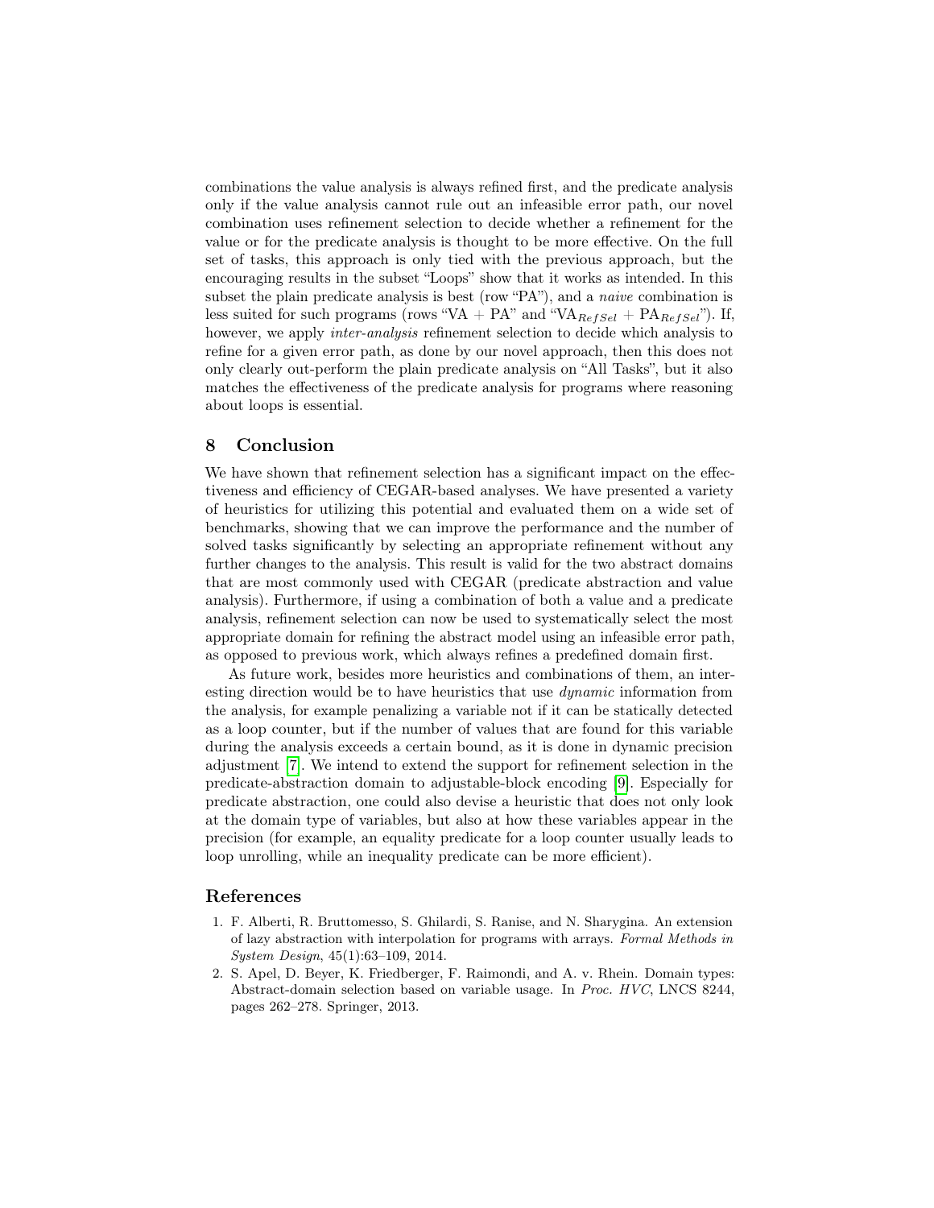combinations the value analysis is always refined first, and the predicate analysis only if the value analysis cannot rule out an infeasible error path, our novel combination uses refinement selection to decide whether a refinement for the value or for the predicate analysis is thought to be more effective. On the full set of tasks, this approach is only tied with the previous approach, but the encouraging results in the subset "Loops" show that it works as intended. In this subset the plain predicate analysis is best (row "PA"), and a *naive* combination is less suited for such programs (rows "VA + PA" and "$\mathrm{VA}_{RefSel}$ + $\mathrm{PA}_{RefSel}$"). If, however, we apply *inter-analysis* refinement selection to decide which analysis to refine for a given error path, as done by our novel approach, then this does not only clearly out-perform the plain predicate analysis on "All Tasks", but it also matches the effectiveness of the predicate analysis for programs where reasoning about loops is essential.

## 8 Conclusion

We have shown that refinement selection has a significant impact on the effectiveness and efficiency of CEGAR-based analyses. We have presented a variety of heuristics for utilizing this potential and evaluated them on a wide set of benchmarks, showing that we can improve the performance and the number of solved tasks significantly by selecting an appropriate refinement without any further changes to the analysis. This result is valid for the two abstract domains that are most commonly used with CEGAR (predicate abstraction and value analysis). Furthermore, if using a combination of both a value and a predicate analysis, refinement selection can now be used to systematically select the most appropriate domain for refining the abstract model using an infeasible error path, as opposed to previous work, which always refines a predefined domain first.

As future work, besides more heuristics and combinations of them, an interesting direction would be to have heuristics that use *dynamic* information from the analysis, for example penalizing a variable not if it can be statically detected as a loop counter, but if the number of values that are found for this variable during the analysis exceeds a certain bound, as it is done in dynamic precision adjustment [7]. We intend to extend the support for refinement selection in the predicate-abstraction domain to adjustable-block encoding [9]. Especially for predicate abstraction, one could also devise a heuristic that does not only look at the domain type of variables, but also at how these variables appear in the precision (for example, an equality predicate for a loop counter usually leads to loop unrolling, while an inequality predicate can be more efficient).

## References

1. F. Alberti, R. Bruttomesso, S. Ghilardi, S. Ranise, and N. Sharygina. An extension of lazy abstraction with interpolation for programs with arrays. *Formal Methods in System Design*, 45(1):63–109, 2014.
2. S. Apel, D. Beyer, K. Friedberger, F. Raimondi, and A. v. Rhein. Domain types: Abstract-domain selection based on variable usage. In *Proc. HVC*, LNCS 8244, pages 262–278. Springer, 2013.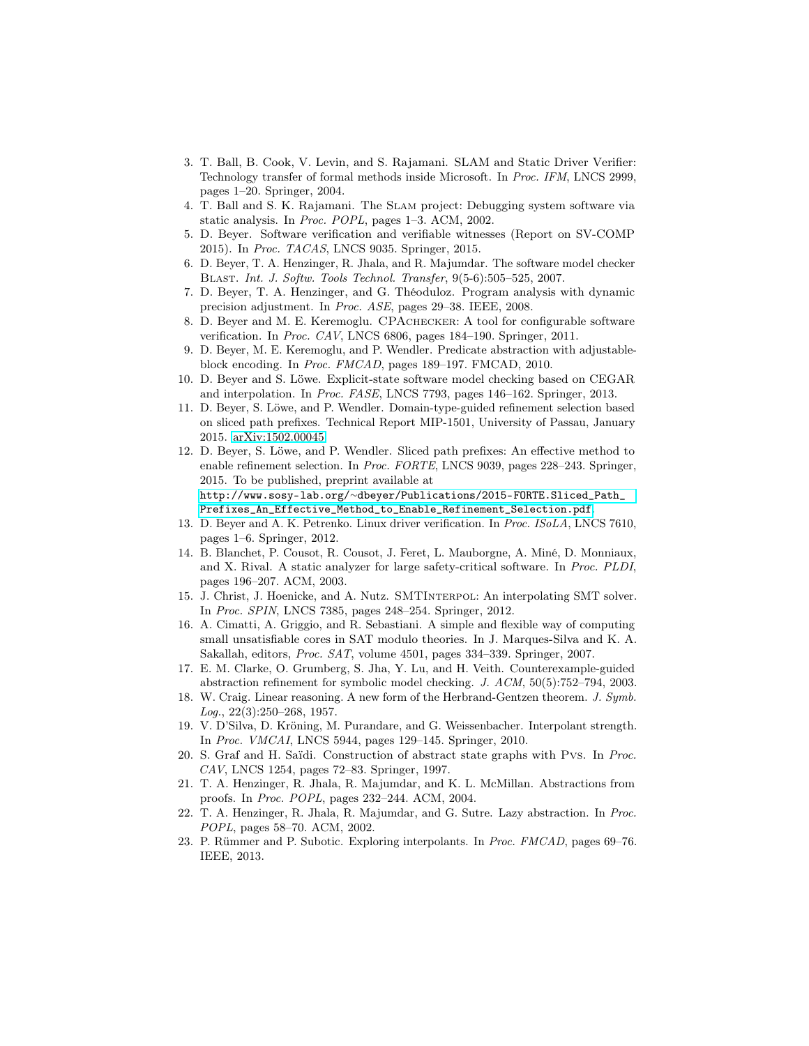3. T. Ball, B. Cook, V. Levin, and S. Rajamani. SLAM and Static Driver Verifier: Technology transfer of formal methods inside Microsoft. In *Proc. IFM*, LNCS 2999, pages 1–20. Springer, 2004.
4. T. Ball and S. K. Rajamani. The Slam project: Debugging system software via static analysis. In *Proc. POPL*, pages 1–3. ACM, 2002.
5. D. Beyer. Software verification and verifiable witnesses (Report on SV-COMP 2015). In *Proc. TACAS*, LNCS 9035. Springer, 2015.
6. D. Beyer, T. A. Henzinger, R. Jhala, and R. Majumdar. The software model checker Blast. *Int. J. Softw. Tools Technol. Transfer*, 9(5-6):505–525, 2007.
7. D. Beyer, T. A. Henzinger, and G. Théoduloz. Program analysis with dynamic precision adjustment. In *Proc. ASE*, pages 29–38. IEEE, 2008.
8. D. Beyer and M. E. Keremoglu. CPAchecker: A tool for configurable software verification. In *Proc. CAV*, LNCS 6806, pages 184–190. Springer, 2011.
9. D. Beyer, M. E. Keremoglu, and P. Wendler. Predicate abstraction with adjustable-block encoding. In *Proc. FMCAD*, pages 189–197. FMCAD, 2010.
10. D. Beyer and S. Löwe. Explicit-state software model checking based on CEGAR and interpolation. In *Proc. FASE*, LNCS 7793, pages 146–162. Springer, 2013.
11. D. Beyer, S. Löwe, and P. Wendler. Domain-type-guided refinement selection based on sliced path prefixes. Technical Report MIP-1501, University of Passau, January 2015. arXiv:1502.00045
12. D. Beyer, S. Löwe, and P. Wendler. Sliced path prefixes: An effective method to enable refinement selection. In *Proc. FORTE*, LNCS 9039, pages 228–243. Springer, 2015. To be published, preprint available at `http://www.sosy-lab.org/~dbeyer/Publications/2015-FORTE.Sliced_Path_Prefixes_An_Effective_Method_to_Enable_Refinement_Selection.pdf`.
13. D. Beyer and A. K. Petrenko. Linux driver verification. In *Proc. ISoLA*, LNCS 7610, pages 1–6. Springer, 2012.
14. B. Blanchet, P. Cousot, R. Cousot, J. Feret, L. Mauborgne, A. Miné, D. Monniaux, and X. Rival. A static analyzer for large safety-critical software. In *Proc. PLDI*, pages 196–207. ACM, 2003.
15. J. Christ, J. Hoenicke, and A. Nutz. SMTInterpol: An interpolating SMT solver. In *Proc. SPIN*, LNCS 7385, pages 248–254. Springer, 2012.
16. A. Cimatti, A. Griggio, and R. Sebastiani. A simple and flexible way of computing small unsatisfiable cores in SAT modulo theories. In J. Marques-Silva and K. A. Sakallah, editors, *Proc. SAT*, volume 4501, pages 334–339. Springer, 2007.
17. E. M. Clarke, O. Grumberg, S. Jha, Y. Lu, and H. Veith. Counterexample-guided abstraction refinement for symbolic model checking. *J. ACM*, 50(5):752–794, 2003.
18. W. Craig. Linear reasoning. A new form of the Herbrand-Gentzen theorem. *J. Symb. Log.*, 22(3):250–268, 1957.
19. V. D'Silva, D. Kröning, M. Purandare, and G. Weissenbacher. Interpolant strength. In *Proc. VMCAI*, LNCS 5944, pages 129–145. Springer, 2010.
20. S. Graf and H. Saïdi. Construction of abstract state graphs with Pvs. In *Proc. CAV*, LNCS 1254, pages 72–83. Springer, 1997.
21. T. A. Henzinger, R. Jhala, R. Majumdar, and K. L. McMillan. Abstractions from proofs. In *Proc. POPL*, pages 232–244. ACM, 2004.
22. T. A. Henzinger, R. Jhala, R. Majumdar, and G. Sutre. Lazy abstraction. In *Proc. POPL*, pages 58–70. ACM, 2002.
23. P. Rümmer and P. Subotic. Exploring interpolants. In *Proc. FMCAD*, pages 69–76. IEEE, 2013.